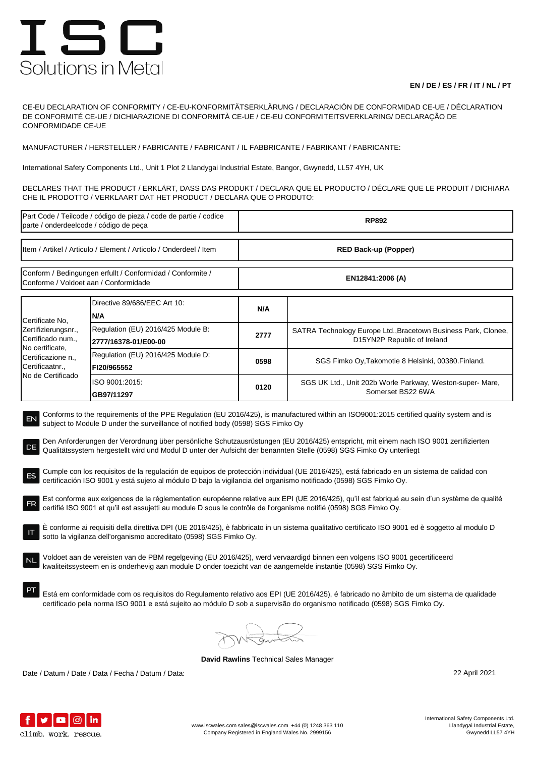# ISC
Solutions in Metal

**EN / DE / ES / FR / IT / NL / PT**

CE-EU DECLARATION OF CONFORMITY / CE-EU-KONFORMITÄTSERKLÄRUNG / DECLARACIÓN DE CONFORMIDAD CE-UE / DÉCLARATION DE CONFORMITÉ CE-UE / DICHIARAZIONE DI CONFORMITÀ CE-UE / CE-EU CONFORMITEITSVERKLARING/ DECLARAÇÃO DE CONFORMIDADE CE-UE

MANUFACTURER / HERSTELLER / FABRICANTE / FABRICANT / IL FABBRICANTE / FABRIKANT / FABRICANTE:

International Safety Components Ltd., Unit 1 Plot 2 Llandygai Industrial Estate, Bangor, Gwynedd, LL57 4YH, UK

DECLARES THAT THE PRODUCT / ERKLÄRT, DASS DAS PRODUKT / DECLARA QUE EL PRODUCTO / DÉCLARE QUE LE PRODUIT / DICHIARA CHE IL PRODOTTO / VERKLAART DAT HET PRODUCT / DECLARA QUE O PRODUTO:

| | |
|---|---|
| Part Code / Teilcode / código de pieza / code de partie / codice parte / onderdeelcode / código de peça | **RP892** |
| Item / Artikel / Articulo / Element / Articolo / Onderdeel / Item | **RED Back-up (Popper)** |
| Conform / Bedingungen erfullt / Conformidad / Conformite / Conforme / Voldoet aan / Conformidade | **EN12841:2006 (A)** |

| | | | |
|---|---|---|---|
| Certificate No, Zertifizierungsnr., Certificado num., No certificate, Certificazione n., Certificaatnr., No de Certificado | Directive 89/686/EEC Art 10: **N/A** | **N/A** | |
| | Regulation (EU) 2016/425 Module B: **2777/16378-01/E00-00** | **2777** | SATRA Technology Europe Ltd.,Bracetown Business Park, Clonee, D15YN2P Republic of Ireland |
| | Regulation (EU) 2016/425 Module D: **FI20/965552** | **0598** | SGS Fimko Oy,Takomotie 8 Helsinki, 00380.Finland. |
| | ISO 9001:2015: **GB97/11297** | **0120** | SGS UK Ltd., Unit 202b Worle Parkway, Weston-super- Mare, Somerset BS22 6WA |

**EN** Conforms to the requirements of the PPE Regulation (EU 2016/425), is manufactured within an ISO9001:2015 certified quality system and is subject to Module D under the surveillance of notified body (0598) SGS Fimko Oy

**DE** Den Anforderungen der Verordnung über persönliche Schutzausrüstungen (EU 2016/425) entspricht, mit einem nach ISO 9001 zertifizierten Qualitätssystem hergestellt wird und Modul D unter der Aufsicht der benannten Stelle (0598) SGS Fimko Oy unterliegt

**ES** Cumple con los requisitos de la regulación de equipos de protección individual (UE 2016/425), está fabricado en un sistema de calidad con certificación ISO 9001 y está sujeto al módulo D bajo la vigilancia del organismo notificado (0598) SGS Fimko Oy.

**FR** Est conforme aux exigences de la réglementation européenne relative aux EPI (UE 2016/425), qu'il est fabriqué au sein d'un système de qualité certifié ISO 9001 et qu'il est assujetti au module D sous le contrôle de l'organisme notifié (0598) SGS Fimko Oy.

**IT** È conforme ai requisiti della direttiva DPI (UE 2016/425), è fabbricato in un sistema qualitativo certificato ISO 9001 ed è soggetto al modulo D sotto la vigilanza dell'organismo accreditato (0598) SGS Fimko Oy.

**NL** Voldoet aan de vereisten van de PBM regelgeving (EU 2016/425), werd vervaardigd binnen een volgens ISO 9001 gecertificeerd kwaliteitssysteem en is onderhevig aan module D onder toezicht van de aangemelde instantie (0598) SGS Fimko Oy.

**PT** Está em conformidade com os requisitos do Regulamento relativo aos EPI (UE 2016/425), é fabricado no âmbito de um sistema de qualidade certificado pela norma ISO 9001 e está sujeito ao módulo D sob a supervisão do organismo notificado (0598) SGS Fimko Oy.

**David Rawlins** Technical Sales Manager

Date / Datum / Date / Data / Fecha / Datum / Data: 22 April 2021

climb. work. rescue.

www.iscwales.com sales@iscwales.com +44 (0) 1248 363 110
Company Registered in England Wales No. 2999156

International Safety Components Ltd.
Llandygai Industrial Estate,
Gwynedd LL57 4YH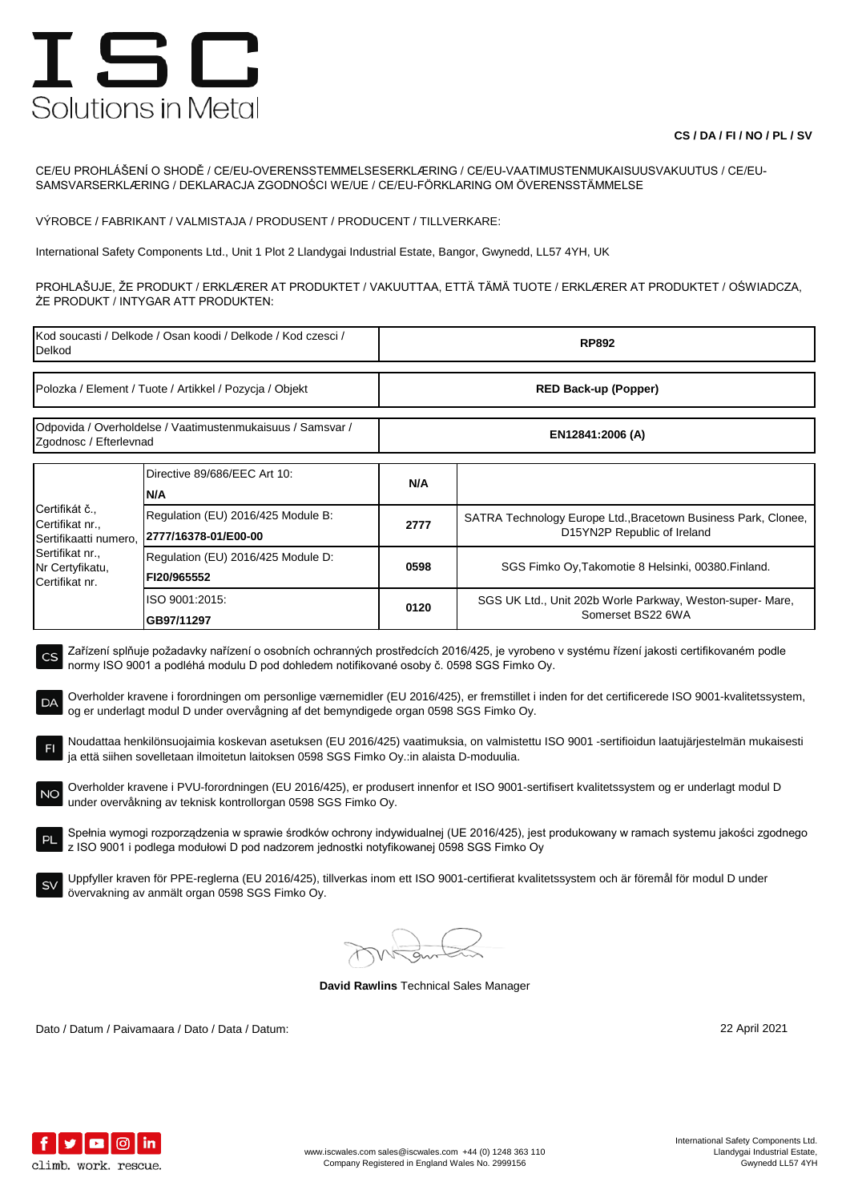# ISC
Solutions in Metal

**CS / DA / FI / NO / PL / SV**

CE/EU PROHLÁŠENÍ O SHODĚ / CE/EU-OVERENSSTEMMELSESERKLÆRING / CE/EU-VAATIMUSTENMUKAISUUSVAKUUTUS / CE/EU-SAMSVARSERKLÆRING / DEKLARACJA ZGODNOŚCI WE/UE / CE/EU-FÖRKLARING OM ÖVERENSSTÄMMELSE

VÝROBCE / FABRIKANT / VALMISTAJA / PRODUSENT / PRODUCENT / TILLVERKARE:

International Safety Components Ltd., Unit 1 Plot 2 Llandygai Industrial Estate, Bangor, Gwynedd, LL57 4YH, UK

PROHLAŠUJE, ŽE PRODUKT / ERKLÆRER AT PRODUKTET / VAKUUTTAA, ETTÄ TÄMÄ TUOTE / ERKLÆRER AT PRODUKTET / OŚWIADCZA, ŻE PRODUKT / INTYGAR ATT PRODUKTEN:

| | |
|---|---|
| Kod soucasti / Delkode / Osan koodi / Delkode / Kod czesci / Delkod | **RP892** |
| Polozka / Element / Tuote / Artikkel / Pozycja / Objekt | **RED Back-up (Popper)** |
| Odpovida / Overholdelse / Vaatimustenmukaisuus / Samsvar / Zgodnosc / Efterlevnad | **EN12841:2006 (A)** |

| | | | |
|---|---|---|---|
| Certifikát č., Certifikat nr., Sertifikaatti numero, Sertifikat nr., Nr Certyfikatu, Certifikat nr. | Directive 89/686/EEC Art 10: **N/A** | **N/A** | |
| | Regulation (EU) 2016/425 Module B: **2777/16378-01/E00-00** | **2777** | SATRA Technology Europe Ltd.,Bracetown Business Park, Clonee, D15YN2P Republic of Ireland |
| | Regulation (EU) 2016/425 Module D: **FI20/965552** | **0598** | SGS Fimko Oy,Takomotie 8 Helsinki, 00380.Finland. |
| | ISO 9001:2015: **GB97/11297** | **0120** | SGS UK Ltd., Unit 202b Worle Parkway, Weston-super- Mare, Somerset BS22 6WA |

CS Zařízení splňuje požadavky nařízení o osobních ochranných prostředcích 2016/425, je vyrobeno v systému řízení jakosti certifikovaném podle normy ISO 9001 a podléhá modulu D pod dohledem notifikované osoby č. 0598 SGS Fimko Oy.

DA Overholder kravene i forordningen om personlige værnemidler (EU 2016/425), er fremstillet i inden for det certificerede ISO 9001-kvalitetssystem, og er underlagt modul D under overvågning af det bemyndigede organ 0598 SGS Fimko Oy.

FI Noudattaa henkilönsuojaimia koskevan asetuksen (EU 2016/425) vaatimuksia, on valmistettu ISO 9001 -sertifioidun laatujärjestelmän mukaisesti ja että siihen sovelletaan ilmoitetun laitoksen 0598 SGS Fimko Oy.:in alaista D-moduulia.

NO Overholder kravene i PVU-forordningen (EU 2016/425), er produsert innenfor et ISO 9001-sertifisert kvalitetssystem og er underlagt modul D under overvåkning av teknisk kontrollorgan 0598 SGS Fimko Oy.

PL Spełnia wymogi rozporządzenia w sprawie środków ochrony indywidualnej (UE 2016/425), jest produkowany w ramach systemu jakości zgodnego z ISO 9001 i podlega modułowi D pod nadzorem jednostki notyfikowanej 0598 SGS Fimko Oy

SV Uppfyller kraven för PPE-reglerna (EU 2016/425), tillverkas inom ett ISO 9001-certifierat kvalitetssystem och är föremål för modul D under övervakning av anmält organ 0598 SGS Fimko Oy.

**David Rawlins** Technical Sales Manager

Dato / Datum / Paivamaara / Dato / Data / Datum: 22 April 2021

climb. work. rescue.

www.iscwales.com sales@iscwales.com +44 (0) 1248 363 110
Company Registered in England Wales No. 2999156

International Safety Components Ltd.
Llandygai Industrial Estate,
Gwynedd LL57 4YH